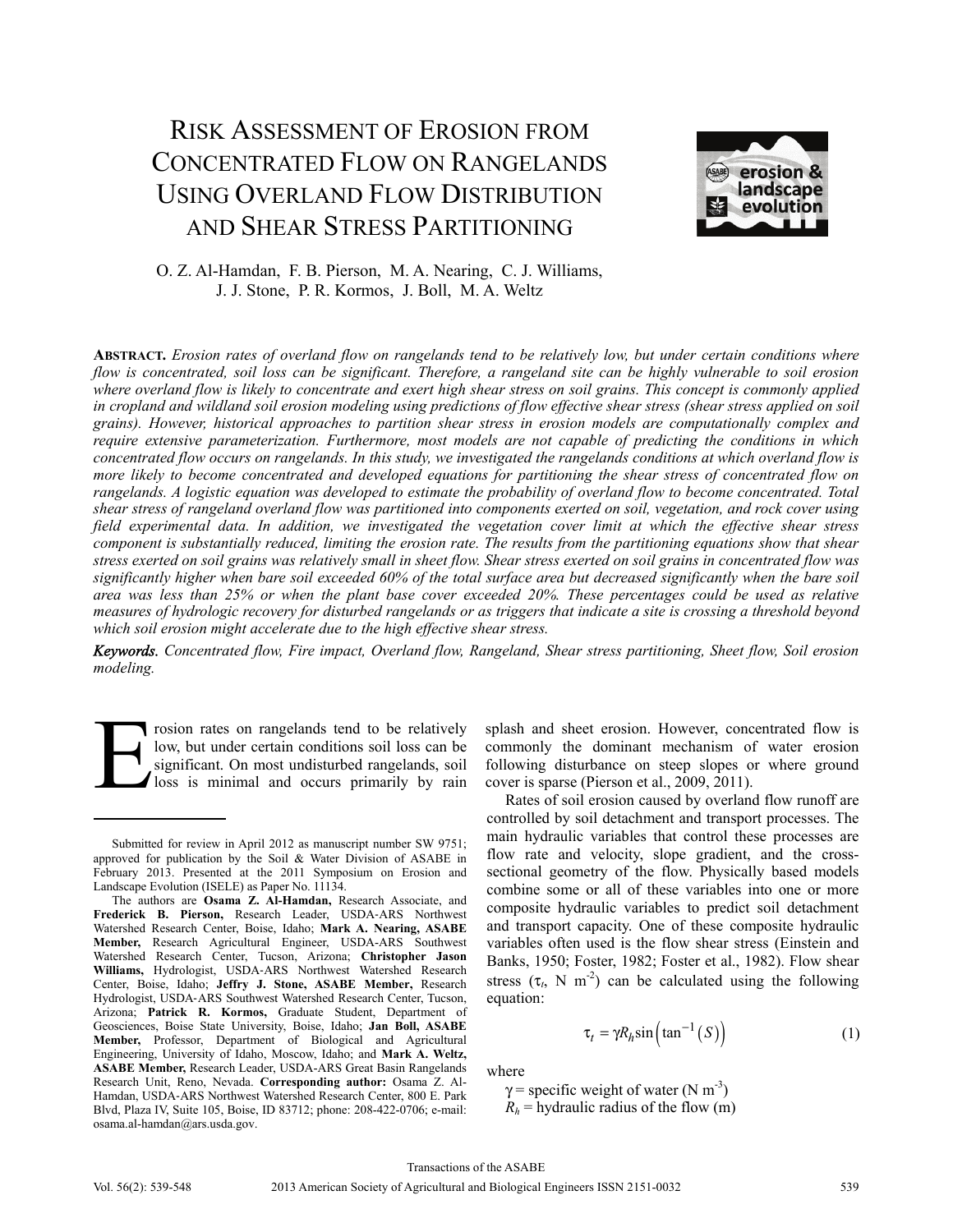# Risk Assessment of Erosion from Concentrated Flow on Rangelands Using Overland Flow Distribution and Shear Stress Partitioning

O. Z. Al-Hamdan, F. B. Pierson, M. A. Nearing, C. J. Williams, J. J. Stone, P. R. Kormos, J. Boll, M. A. Weltz

**Abstract.** *Erosion rates of overland flow on rangelands tend to be relatively low, but under certain conditions where flow is concentrated, soil loss can be significant. Therefore, a rangeland site can be highly vulnerable to soil erosion where overland flow is likely to concentrate and exert high shear stress on soil grains. This concept is commonly applied in cropland and wildland soil erosion modeling using predictions of flow effective shear stress (shear stress applied on soil grains). However, historical approaches to partition shear stress in erosion models are computationally complex and require extensive parameterization. Furthermore, most models are not capable of predicting the conditions in which concentrated flow occurs on rangelands. In this study, we investigated the rangelands conditions at which overland flow is more likely to become concentrated and developed equations for partitioning the shear stress of concentrated flow on rangelands. A logistic equation was developed to estimate the probability of overland flow to become concentrated. Total shear stress of rangeland overland flow was partitioned into components exerted on soil, vegetation, and rock cover using field experimental data. In addition, we investigated the vegetation cover limit at which the effective shear stress component is substantially reduced, limiting the erosion rate. The results from the partitioning equations show that shear stress exerted on soil grains was relatively small in sheet flow. Shear stress exerted on soil grains in concentrated flow was significantly higher when bare soil exceeded 60% of the total surface area but decreased significantly when the bare soil area was less than 25% or when the plant base cover exceeded 20%. These percentages could be used as relative measures of hydrologic recovery for disturbed rangelands or as triggers that indicate a site is crossing a threshold beyond which soil erosion might accelerate due to the high effective shear stress.*

***Keywords.*** *Concentrated flow, Fire impact, Overland flow, Rangeland, Shear stress partitioning, Sheet flow, Soil erosion modeling.*

Erosion rates on rangelands tend to be relatively low, but under certain conditions soil loss can be significant. On most undisturbed rangelands, soil loss is minimal and occurs primarily by rain splash and sheet erosion. However, concentrated flow is commonly the dominant mechanism of water erosion following disturbance on steep slopes or where ground cover is sparse (Pierson et al., 2009, 2011).

Rates of soil erosion caused by overland flow runoff are controlled by soil detachment and transport processes. The main hydraulic variables that control these processes are flow rate and velocity, slope gradient, and the cross-sectional geometry of the flow. Physically based models combine some or all of these variables into one or more composite hydraulic variables to predict soil detachment and transport capacity. One of these composite hydraulic variables often used is the flow shear stress (Einstein and Banks, 1950; Foster, 1982; Foster et al., 1982). Flow shear stress ($\tau_t$, N m$^{-2}$) can be calculated using the following equation:

$$\tau_t = \gamma R_h \sin\left(\tan^{-1}(S)\right) \tag{1}$$

where

$\gamma$ = specific weight of water (N m$^{-3}$)

$R_h$ = hydraulic radius of the flow (m)

---

Submitted for review in April 2012 as manuscript number SW 9751; approved for publication by the Soil & Water Division of ASABE in February 2013. Presented at the 2011 Symposium on Erosion and Landscape Evolution (ISELE) as Paper No. 11134.

The authors are **Osama Z. Al-Hamdan,** Research Associate, and **Frederick B. Pierson,** Research Leader, USDA-ARS Northwest Watershed Research Center, Boise, Idaho; **Mark A. Nearing, ASABE Member,** Research Agricultural Engineer, USDA-ARS Southwest Watershed Research Center, Tucson, Arizona; **Christopher Jason Williams,** Hydrologist, USDA-ARS Northwest Watershed Research Center, Boise, Idaho; **Jeffry J. Stone, ASABE Member,** Research Hydrologist, USDA-ARS Southwest Watershed Research Center, Tucson, Arizona; **Patrick R. Kormos,** Graduate Student, Department of Geosciences, Boise State University, Boise, Idaho; **Jan Boll, ASABE Member,** Professor, Department of Biological and Agricultural Engineering, University of Idaho, Moscow, Idaho; and **Mark A. Weltz, ASABE Member,** Research Leader, USDA-ARS Great Basin Rangelands Research Unit, Reno, Nevada. **Corresponding author:** Osama Z. Al-Hamdan, USDA-ARS Northwest Watershed Research Center, 800 E. Park Blvd, Plaza IV, Suite 105, Boise, ID 83712; phone: 208-422-0706; e-mail: osama.al-hamdan@ars.usda.gov.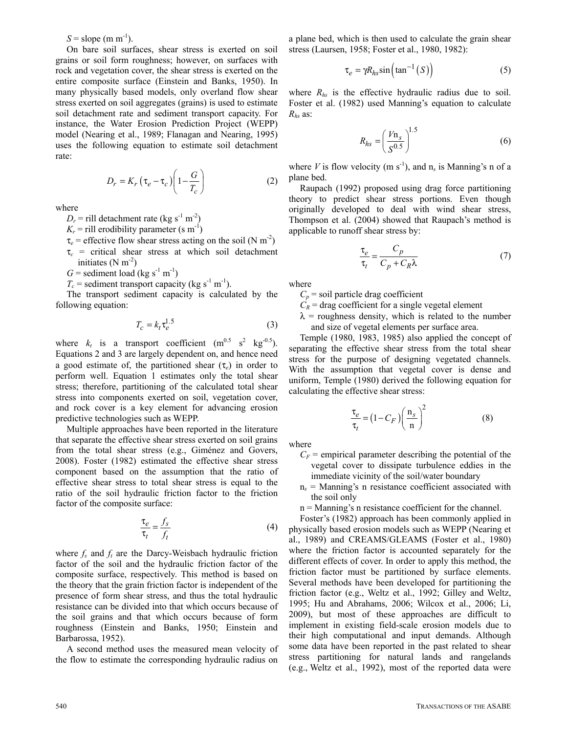$S$ = slope (m m$^{-1}$).

On bare soil surfaces, shear stress is exerted on soil grains or soil form roughness; however, on surfaces with rock and vegetation cover, the shear stress is exerted on the entire composite surface (Einstein and Banks, 1950). In many physically based models, only overland flow shear stress exerted on soil aggregates (grains) is used to estimate soil detachment rate and sediment transport capacity. For instance, the Water Erosion Prediction Project (WEPP) model (Nearing et al., 1989; Flanagan and Nearing, 1995) uses the following equation to estimate soil detachment rate:

$$D_r = K_r \left(\tau_e - \tau_c\right)\left(1 - \frac{G}{T_c}\right) \tag{2}$$

where

$D_r$ = rill detachment rate (kg s$^{-1}$ m$^{-2}$)

$K_r$ = rill erodibility parameter (s m$^{-1}$)

$\tau_e$ = effective flow shear stress acting on the soil (N m$^{-2}$)

$\tau_c$ = critical shear stress at which soil detachment initiates (N m$^{-2}$)

$G$ = sediment load (kg s$^{-1}$ m$^{-1}$)

$T_c$ = sediment transport capacity (kg s$^{-1}$ m$^{-1}$).

The transport sediment capacity is calculated by the following equation:

$$T_c = k_t \tau_e^{1.5} \tag{3}$$

where $k_t$ is a transport coefficient (m$^{0.5}$ s$^2$ kg$^{-0.5}$). Equations 2 and 3 are largely dependent on, and hence need a good estimate of, the partitioned shear ($\tau_e$) in order to perform well. Equation 1 estimates only the total shear stress; therefore, partitioning of the calculated total shear stress into components exerted on soil, vegetation cover, and rock cover is a key element for advancing erosion predictive technologies such as WEPP.

Multiple approaches have been reported in the literature that separate the effective shear stress exerted on soil grains from the total shear stress (e.g., Giménez and Govers, 2008). Foster (1982) estimated the effective shear stress component based on the assumption that the ratio of effective shear stress to total shear stress is equal to the ratio of the soil hydraulic friction factor to the friction factor of the composite surface:

$$\frac{\tau_e}{\tau_t} = \frac{f_s}{f_t} \tag{4}$$

where $f_s$ and $f_t$ are the Darcy-Weisbach hydraulic friction factor of the soil and the hydraulic friction factor of the composite surface, respectively. This method is based on the theory that the grain friction factor is independent of the presence of form shear stress, and thus the total hydraulic resistance can be divided into that which occurs because of the soil grains and that which occurs because of form roughness (Einstein and Banks, 1950; Einstein and Barbarossa, 1952).

A second method uses the measured mean velocity of the flow to estimate the corresponding hydraulic radius on a plane bed, which is then used to calculate the grain shear stress (Laursen, 1958; Foster et al., 1980, 1982):

$$\tau_e = \gamma R_{hs} \sin\left(\tan^{-1}\left(S\right)\right) \tag{5}$$

where $R_{hs}$ is the effective hydraulic radius due to soil. Foster et al. (1982) used Manning's equation to calculate $R_{hs}$ as:

$$R_{hs} = \left(\frac{V \mathrm{n}_s}{S^{0.5}}\right)^{1.5} \tag{6}$$

where $V$ is flow velocity (m s$^{-1}$), and $\mathrm{n}_s$ is Manning's n of a plane bed.

Raupach (1992) proposed using drag force partitioning theory to predict shear stress portions. Even though originally developed to deal with wind shear stress, Thompson et al. (2004) showed that Raupach's method is applicable to runoff shear stress by:

$$\frac{\tau_e}{\tau_t} = \frac{C_p}{C_p + C_R \lambda} \tag{7}$$

where

$C_p$ = soil particle drag coefficient

$C_R$ = drag coefficient for a single vegetal element

$\lambda$ = roughness density, which is related to the number and size of vegetal elements per surface area.

Temple (1980, 1983, 1985) also applied the concept of separating the effective shear stress from the total shear stress for the purpose of designing vegetated channels. With the assumption that vegetal cover is dense and uniform, Temple (1980) derived the following equation for calculating the effective shear stress:

$$\frac{\tau_e}{\tau_t} = \left(1 - C_F\right)\left(\frac{\mathrm{n}_s}{\mathrm{n}}\right)^2 \tag{8}$$

where

$C_F$ = empirical parameter describing the potential of the vegetal cover to dissipate turbulence eddies in the immediate vicinity of the soil/water boundary

$\mathrm{n}_s$ = Manning's n resistance coefficient associated with the soil only

n = Manning's n resistance coefficient for the channel.

Foster's (1982) approach has been commonly applied in physically based erosion models such as WEPP (Nearing et al., 1989) and CREAMS/GLEAMS (Foster et al., 1980) where the friction factor is accounted separately for the different effects of cover. In order to apply this method, the friction factor must be partitioned by surface elements. Several methods have been developed for partitioning the friction factor (e.g., Weltz et al., 1992; Gilley and Weltz, 1995; Hu and Abrahams, 2006; Wilcox et al., 2006; Li, 2009), but most of these approaches are difficult to implement in existing field-scale erosion models due to their high computational and input demands. Although some data have been reported in the past related to shear stress partitioning for natural lands and rangelands (e.g., Weltz et al., 1992), most of the reported data were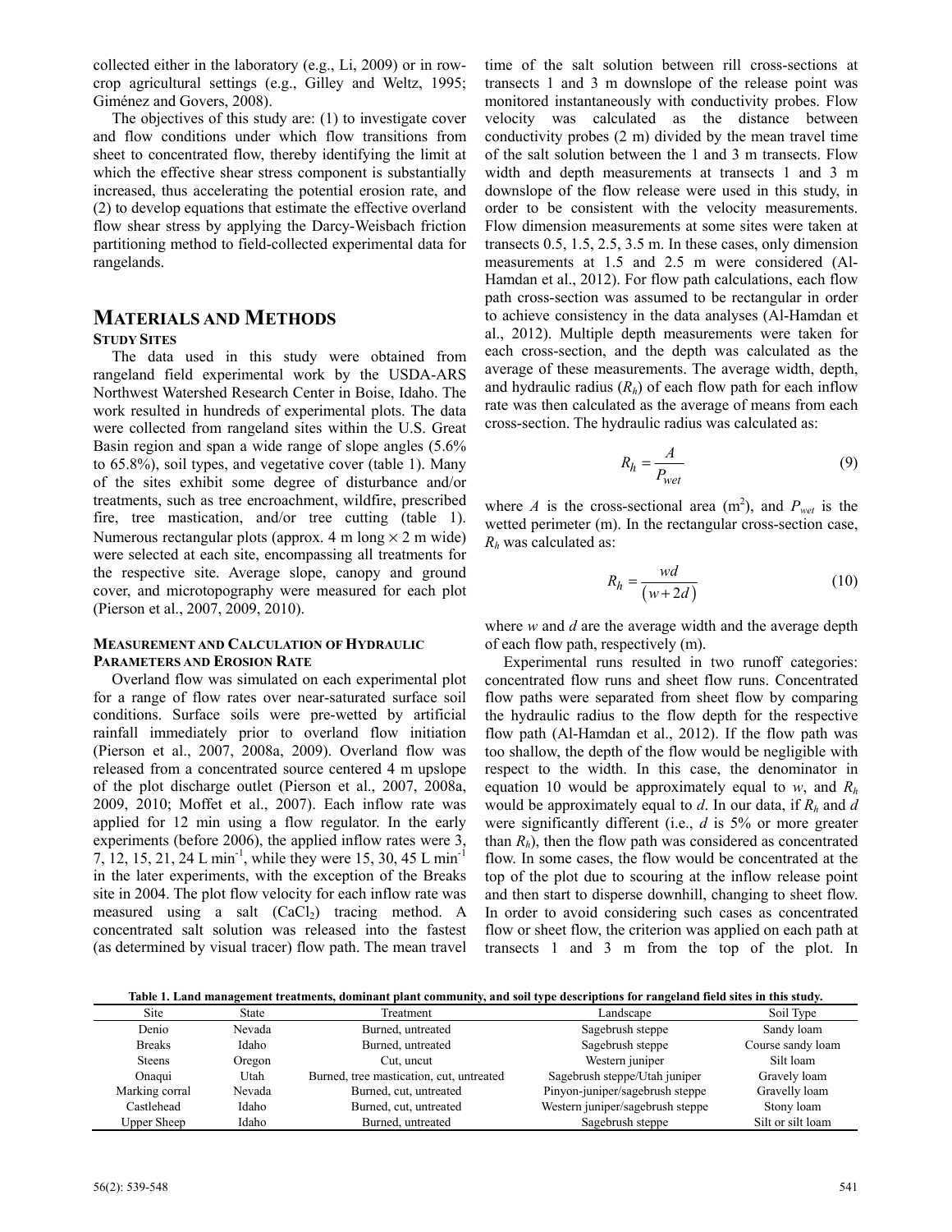collected either in the laboratory (e.g., Li, 2009) or in row-crop agricultural settings (e.g., Gilley and Weltz, 1995; Giménez and Govers, 2008).

The objectives of this study are: (1) to investigate cover and flow conditions under which flow transitions from sheet to concentrated flow, thereby identifying the limit at which the effective shear stress component is substantially increased, thus accelerating the potential erosion rate, and (2) to develop equations that estimate the effective overland flow shear stress by applying the Darcy-Weisbach friction partitioning method to field-collected experimental data for rangelands.

# Materials and Methods

## Study Sites

The data used in this study were obtained from rangeland field experimental work by the USDA-ARS Northwest Watershed Research Center in Boise, Idaho. The work resulted in hundreds of experimental plots. The data were collected from rangeland sites within the U.S. Great Basin region and span a wide range of slope angles (5.6% to 65.8%), soil types, and vegetative cover (table 1). Many of the sites exhibit some degree of disturbance and/or treatments, such as tree encroachment, wildfire, prescribed fire, tree mastication, and/or tree cutting (table 1). Numerous rectangular plots (approx. 4 m long × 2 m wide) were selected at each site, encompassing all treatments for the respective site. Average slope, canopy and ground cover, and microtopography were measured for each plot (Pierson et al., 2007, 2009, 2010).

## Measurement and Calculation of Hydraulic Parameters and Erosion Rate

Overland flow was simulated on each experimental plot for a range of flow rates over near-saturated surface soil conditions. Surface soils were pre-wetted by artificial rainfall immediately prior to overland flow initiation (Pierson et al., 2007, 2008a, 2009). Overland flow was released from a concentrated source centered 4 m upslope of the plot discharge outlet (Pierson et al., 2007, 2008a, 2009, 2010; Moffet et al., 2007). Each inflow rate was applied for 12 min using a flow regulator. In the early experiments (before 2006), the applied inflow rates were 3, 7, 12, 15, 21, 24 L min$^{-1}$, while they were 15, 30, 45 L min$^{-1}$ in the later experiments, with the exception of the Breaks site in 2004. The plot flow velocity for each inflow rate was measured using a salt ($CaCl_2$) tracing method. A concentrated salt solution was released into the fastest (as determined by visual tracer) flow path. The mean travel time of the salt solution between rill cross-sections at transects 1 and 3 m downslope of the release point was monitored instantaneously with conductivity probes. Flow velocity was calculated as the distance between conductivity probes (2 m) divided by the mean travel time of the salt solution between the 1 and 3 m transects. Flow width and depth measurements at transects 1 and 3 m downslope of the flow release were used in this study, in order to be consistent with the velocity measurements. Flow dimension measurements at some sites were taken at transects 0.5, 1.5, 2.5, 3.5 m. In these cases, only dimension measurements at 1.5 and 2.5 m were considered (Al-Hamdan et al., 2012). For flow path calculations, each flow path cross-section was assumed to be rectangular in order to achieve consistency in the data analyses (Al-Hamdan et al., 2012). Multiple depth measurements were taken for each cross-section, and the depth was calculated as the average of these measurements. The average width, depth, and hydraulic radius ($R_h$) of each flow path for each inflow rate was then calculated as the average of means from each cross-section. The hydraulic radius was calculated as:

$$R_h = \frac{A}{P_{wet}} \tag{9}$$

where $A$ is the cross-sectional area (m$^2$), and $P_{wet}$ is the wetted perimeter (m). In the rectangular cross-section case, $R_h$ was calculated as:

$$R_h = \frac{wd}{(w+2d)} \tag{10}$$

where $w$ and $d$ are the average width and the average depth of each flow path, respectively (m).

Experimental runs resulted in two runoff categories: concentrated flow runs and sheet flow runs. Concentrated flow paths were separated from sheet flow by comparing the hydraulic radius to the flow depth for the respective flow path (Al-Hamdan et al., 2012). If the flow path was too shallow, the depth of the flow would be negligible with respect to the width. In this case, the denominator in equation 10 would be approximately equal to $w$, and $R_h$ would be approximately equal to $d$. In our data, if $R_h$ and $d$ were significantly different (i.e., $d$ is 5% or more greater than $R_h$), then the flow path was considered as concentrated flow. In some cases, the flow would be concentrated at the top of the plot due to scouring at the inflow release point and then start to disperse downhill, changing to sheet flow. In order to avoid considering such cases as concentrated flow or sheet flow, the criterion was applied on each path at transects 1 and 3 m from the top of the plot. In

**Table 1. Land management treatments, dominant plant community, and soil type descriptions for rangeland field sites in this study.**

| Site | State | Treatment | Landscape | Soil Type |
|---|---|---|---|---|
| Denio | Nevada | Burned, untreated | Sagebrush steppe | Sandy loam |
| Breaks | Idaho | Burned, untreated | Sagebrush steppe | Course sandy loam |
| Steens | Oregon | Cut, uncut | Western juniper | Silt loam |
| Onaqui | Utah | Burned, tree mastication, cut, untreated | Sagebrush steppe/Utah juniper | Gravely loam |
| Marking corral | Nevada | Burned, cut, untreated | Pinyon-juniper/sagebrush steppe | Gravelly loam |
| Castlehead | Idaho | Burned, cut, untreated | Western juniper/sagebrush steppe | Stony loam |
| Upper Sheep | Idaho | Burned, untreated | Sagebrush steppe | Silt or silt loam |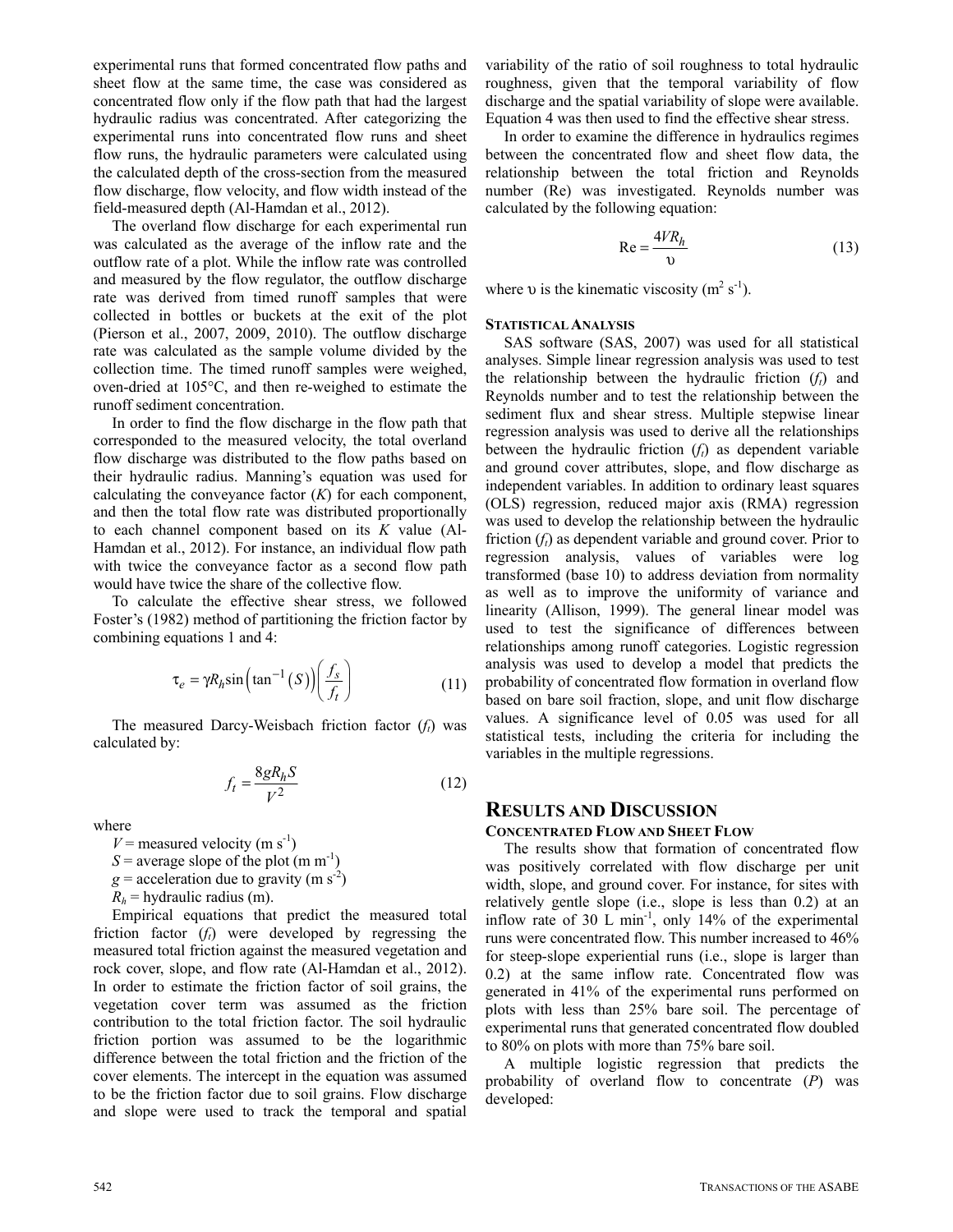experimental runs that formed concentrated flow paths and sheet flow at the same time, the case was considered as concentrated flow only if the flow path that had the largest hydraulic radius was concentrated. After categorizing the experimental runs into concentrated flow runs and sheet flow runs, the hydraulic parameters were calculated using the calculated depth of the cross-section from the measured flow discharge, flow velocity, and flow width instead of the field-measured depth (Al-Hamdan et al., 2012).

The overland flow discharge for each experimental run was calculated as the average of the inflow rate and the outflow rate of a plot. While the inflow rate was controlled and measured by the flow regulator, the outflow discharge rate was derived from timed runoff samples that were collected in bottles or buckets at the exit of the plot (Pierson et al., 2007, 2009, 2010). The outflow discharge rate was calculated as the sample volume divided by the collection time. The timed runoff samples were weighed, oven-dried at 105°C, and then re-weighed to estimate the runoff sediment concentration.

In order to find the flow discharge in the flow path that corresponded to the measured velocity, the total overland flow discharge was distributed to the flow paths based on their hydraulic radius. Manning's equation was used for calculating the conveyance factor ($K$) for each component, and then the total flow rate was distributed proportionally to each channel component based on its $K$ value (Al-Hamdan et al., 2012). For instance, an individual flow path with twice the conveyance factor as a second flow path would have twice the share of the collective flow.

To calculate the effective shear stress, we followed Foster's (1982) method of partitioning the friction factor by combining equations 1 and 4:

$$\tau_e = \gamma R_h \sin\left(\tan^{-1}(S)\right)\left(\frac{f_s}{f_t}\right) \tag{11}$$

The measured Darcy-Weisbach friction factor ($f_t$) was calculated by:

$$f_t = \frac{8gR_hS}{V^2} \tag{12}$$

where

$V$ = measured velocity (m s$^{-1}$)

$S$ = average slope of the plot (m m$^{-1}$)

$g$ = acceleration due to gravity (m s$^{-2}$)

$R_h$ = hydraulic radius (m).

Empirical equations that predict the measured total friction factor ($f_t$) were developed by regressing the measured total friction against the measured vegetation and rock cover, slope, and flow rate (Al-Hamdan et al., 2012). In order to estimate the friction factor of soil grains, the vegetation cover term was assumed as the friction contribution to the total friction factor. The soil hydraulic friction portion was assumed to be the logarithmic difference between the total friction and the friction of the cover elements. The intercept in the equation was assumed to be the friction factor due to soil grains. Flow discharge and slope were used to track the temporal and spatial variability of the ratio of soil roughness to total hydraulic roughness, given that the temporal variability of flow discharge and the spatial variability of slope were available. Equation 4 was then used to find the effective shear stress.

In order to examine the difference in hydraulics regimes between the concentrated flow and sheet flow data, the relationship between the total friction and Reynolds number (Re) was investigated. Reynolds number was calculated by the following equation:

$$\text{Re} = \frac{4VR_h}{\upsilon} \tag{13}$$

where $\upsilon$ is the kinematic viscosity (m$^2$ s$^{-1}$).

### Statistical Analysis

SAS software (SAS, 2007) was used for all statistical analyses. Simple linear regression analysis was used to test the relationship between the hydraulic friction ($f_t$) and Reynolds number and to test the relationship between the sediment flux and shear stress. Multiple stepwise linear regression analysis was used to derive all the relationships between the hydraulic friction ($f_t$) as dependent variable and ground cover attributes, slope, and flow discharge as independent variables. In addition to ordinary least squares (OLS) regression, reduced major axis (RMA) regression was used to develop the relationship between the hydraulic friction ($f_t$) as dependent variable and ground cover. Prior to regression analysis, values of variables were log transformed (base 10) to address deviation from normality as well as to improve the uniformity of variance and linearity (Allison, 1999). The general linear model was used to test the significance of differences between relationships among runoff categories. Logistic regression analysis was used to develop a model that predicts the probability of concentrated flow formation in overland flow based on bare soil fraction, slope, and unit flow discharge values. A significance level of 0.05 was used for all statistical tests, including the criteria for including the variables in the multiple regressions.

## Results and Discussion

### Concentrated Flow and Sheet Flow

The results show that formation of concentrated flow was positively correlated with flow discharge per unit width, slope, and ground cover. For instance, for sites with relatively gentle slope (i.e., slope is less than 0.2) at an inflow rate of 30 L min$^{-1}$, only 14% of the experimental runs were concentrated flow. This number increased to 46% for steep-slope experiential runs (i.e., slope is larger than 0.2) at the same inflow rate. Concentrated flow was generated in 41% of the experimental runs performed on plots with less than 25% bare soil. The percentage of experimental runs that generated concentrated flow doubled to 80% on plots with more than 75% bare soil.

A multiple logistic regression that predicts the probability of overland flow to concentrate ($P$) was developed: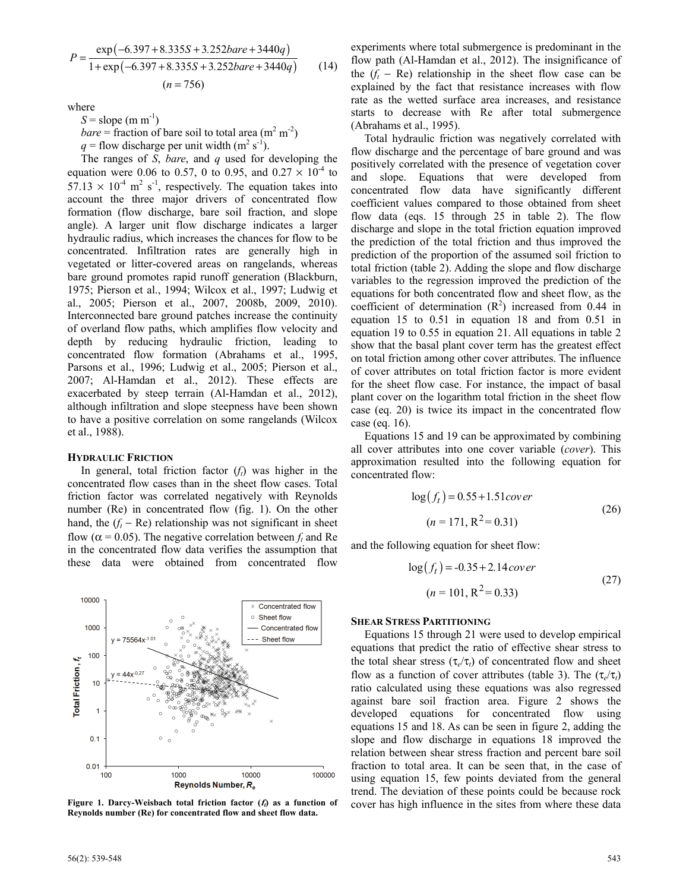$$P = \frac{\exp(-6.397 + 8.335S + 3.252bare + 3440q)}{1 + \exp(-6.397 + 8.335S + 3.252bare + 3440q)} \quad (14)$$

$$(n = 756)$$

where

$S$ = slope (m m$^{-1}$)

$bare$ = fraction of bare soil to total area (m$^2$ m$^{-2}$)

$q$ = flow discharge per unit width (m$^2$ s$^{-1}$).

The ranges of $S$, $bare$, and $q$ used for developing the equation were 0.06 to 0.57, 0 to 0.95, and $0.27 \times 10^{-4}$ to $57.13 \times 10^{-4}$ m$^2$ s$^{-1}$, respectively. The equation takes into account the three major drivers of concentrated flow formation (flow discharge, bare soil fraction, and slope angle). A larger unit flow discharge indicates a larger hydraulic radius, which increases the chances for flow to be concentrated. Infiltration rates are generally high in vegetated or litter-covered areas on rangelands, whereas bare ground promotes rapid runoff generation (Blackburn, 1975; Pierson et al., 1994; Wilcox et al., 1997; Ludwig et al., 2005; Pierson et al., 2007, 2008b, 2009, 2010). Interconnected bare ground patches increase the continuity of overland flow paths, which amplifies flow velocity and depth by reducing hydraulic friction, leading to concentrated flow formation (Abrahams et al., 1995, Parsons et al., 1996; Ludwig et al., 2005; Pierson et al., 2007; Al-Hamdan et al., 2012). These effects are exacerbated by steep terrain (Al-Hamdan et al., 2012), although infiltration and slope steepness have been shown to have a positive correlation on some rangelands (Wilcox et al., 1988).

### Hydraulic Friction

In general, total friction factor ($f_t$) was higher in the concentrated flow cases than in the sheet flow cases. Total friction factor was correlated negatively with Reynolds number (Re) in concentrated flow (fig. 1). On the other hand, the ($f_t$ − Re) relationship was not significant in sheet flow ($\alpha$ = 0.05). The negative correlation between $f_t$ and Re in the concentrated flow data verifies the assumption that these data were obtained from concentrated flow experiments where total submergence is predominant in the flow path (Al-Hamdan et al., 2012). The insignificance of the ($f_t$ − Re) relationship in the sheet flow case can be explained by the fact that resistance increases with flow rate as the wetted surface area increases, and resistance starts to decrease with Re after total submergence (Abrahams et al., 1995).

Figure 1. Darcy-Weisbach total friction factor ($f_t$) as a function of Reynolds number (Re) for concentrated flow and sheet flow data.

Total hydraulic friction was negatively correlated with flow discharge and the percentage of bare ground and was positively correlated with the presence of vegetation cover and slope. Equations that were developed from concentrated flow data have significantly different coefficient values compared to those obtained from sheet flow data (eqs. 15 through 25 in table 2). The flow discharge and slope in the total friction equation improved the prediction of the total friction and thus improved the prediction of the proportion of the assumed soil friction to total friction (table 2). Adding the slope and flow discharge variables to the regression improved the prediction of the equations for both concentrated flow and sheet flow, as the coefficient of determination ($R^2$) increased from 0.44 in equation 15 to 0.51 in equation 18 and from 0.51 in equation 19 to 0.55 in equation 21. All equations in table 2 show that the basal plant cover term has the greatest effect on total friction among other cover attributes. The influence of cover attributes on total friction factor is more evident for the sheet flow case. For instance, the impact of basal plant cover on the logarithm total friction in the sheet flow case (eq. 20) is twice its impact in the concentrated flow case (eq. 16).

Equations 15 and 19 can be approximated by combining all cover attributes into one cover variable ($cover$). This approximation resulted into the following equation for concentrated flow:

$$\log(f_t) = 0.55 + 1.51cover \quad (26)$$

$$(n = 171, R^2 = 0.31)$$

and the following equation for sheet flow:

$$\log(f_t) = -0.35 + 2.14cover \quad (27)$$

$$(n = 101, R^2 = 0.33)$$

### Shear Stress Partitioning

Equations 15 through 21 were used to develop empirical equations that predict the ratio of effective shear stress to the total shear stress ($\tau_e/\tau_t$) of concentrated flow and sheet flow as a function of cover attributes (table 3). The ($\tau_e/\tau_t$) ratio calculated using these equations was also regressed against bare soil fraction area. Figure 2 shows the developed equations for concentrated flow using equations 15 and 18. As can be seen in figure 2, adding the slope and flow discharge in equations 18 improved the relation between shear stress fraction and percent bare soil fraction to total area. It can be seen that, in the case of using equation 15, few points deviated from the general trend. The deviation of these points could be because rock cover has high influence in the sites from where these data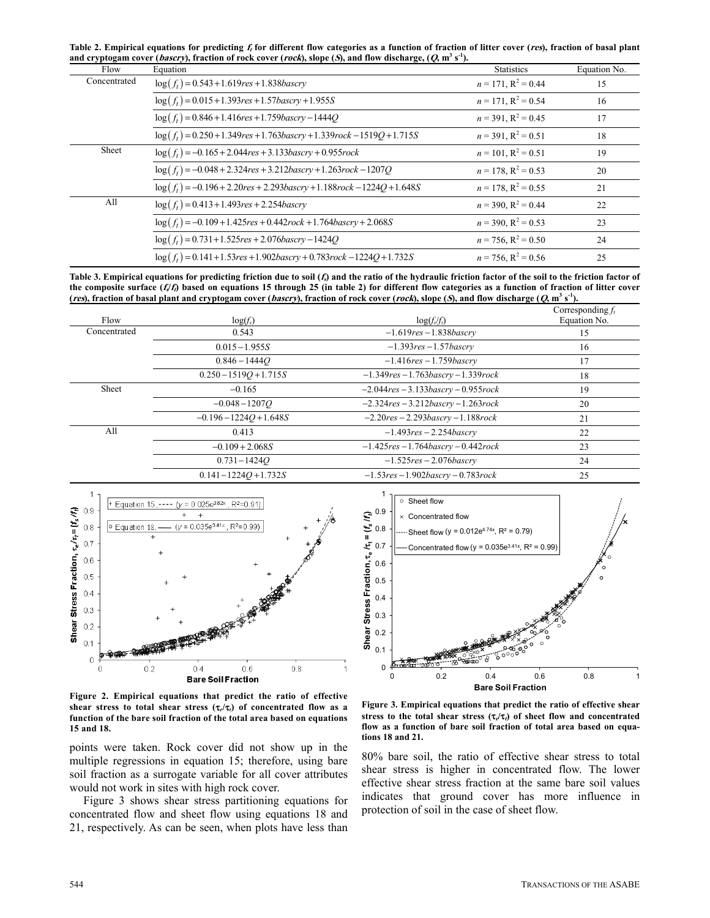**Table 2. Empirical equations for predicting $f_t$ for different flow categories as a function of fraction of litter cover (*res*), fraction of basal plant and cryptogam cover (*bascry*), fraction of rock cover (*rock*), slope (*S*), and flow discharge, ($Q$, $m^3\ s^{-1}$).**

| Flow | Equation | Statistics | Equation No. |
|---|---|---|---|
| Concentrated | $\log(f_t) = 0.543 + 1.619 res + 1.838 bascry$ | $n = 171$, $R^2 = 0.44$ | 15 |
| | $\log(f_t) = 0.015 + 1.393 res + 1.57 bascry + 1.955 S$ | $n = 171$, $R^2 = 0.54$ | 16 |
| | $\log(f_t) = 0.846 + 1.416 res + 1.759 bascry - 1444 Q$ | $n = 391$, $R^2 = 0.45$ | 17 |
| | $\log(f_t) = 0.250 + 1.349 res + 1.763 bascry + 1.339 rock - 1519 Q + 1.715 S$ | $n = 391$, $R^2 = 0.51$ | 18 |
| Sheet | $\log(f_t) = -0.165 + 2.044 res + 3.133 bascry + 0.955 rock$ | $n = 101$, $R^2 = 0.51$ | 19 |
| | $\log(f_t) = -0.048 + 2.324 res + 3.212 bascry + 1.263 rock - 1207 Q$ | $n = 178$, $R^2 = 0.53$ | 20 |
| | $\log(f_t) = -0.196 + 2.20 res + 2.293 bascry + 1.188 rock - 1224 Q + 1.648 S$ | $n = 178$, $R^2 = 0.55$ | 21 |
| All | $\log(f_t) = 0.413 + 1.493 res + 2.254 bascry$ | $n = 390$, $R^2 = 0.44$ | 22 |
| | $\log(f_t) = -0.109 + 1.425 res + 0.442 rock + 1.764 bascry + 2.068 S$ | $n = 390$, $R^2 = 0.53$ | 23 |
| | $\log(f_t) = 0.731 + 1.525 res + 2.076 bascry - 1424 Q$ | $n = 756$, $R^2 = 0.50$ | 24 |
| | $\log(f_t) = 0.141 + 1.53 res + 1.902 bascry + 0.783 rock - 1224 Q + 1.732 S$ | $n = 756$, $R^2 = 0.56$ | 25 |

**Table 3. Empirical equations for predicting friction due to soil ($f_s$) and the ratio of the hydraulic friction factor of the soil to the friction factor of the composite surface ($f_s/f_t$) based on equations 15 through 25 (in table 2) for different flow categories as a function of fraction of litter cover (*res*), fraction of basal plant and cryptogam cover (*bascry*), fraction of rock cover (*rock*), slope (*S*), and flow discharge ($Q$, $m^3\ s^{-1}$).**

| Flow | $\log(f_s)$ | $\log(f_s/f_t)$ | Corresponding $f_t$ Equation No. |
|---|---|---|---|
| Concentrated | $0.543$ | $-1.619 res - 1.838 bascry$ | 15 |
| | $0.015 - 1.955 S$ | $-1.393 res - 1.57 bascry$ | 16 |
| | $0.846 - 1444 Q$ | $-1.416 res - 1.759 bascry$ | 17 |
| | $0.250 - 1519 Q + 1.715 S$ | $-1.349 res - 1.763 bascry - 1.339 rock$ | 18 |
| Sheet | $-0.165$ | $-2.044 res - 3.133 bascry - 0.955 rock$ | 19 |
| | $-0.048 - 1207 Q$ | $-2.324 res - 3.212 bascry - 1.263 rock$ | 20 |
| | $-0.196 - 1224 Q + 1.648 S$ | $-2.20 res - 2.293 bascry - 1.188 rock$ | 21 |
| All | $0.413$ | $-1.493 res - 2.254 bascry$ | 22 |
| | $-0.109 + 2.068 S$ | $-1.425 res - 1.764 bascry - 0.442 rock$ | 23 |
| | $0.731 - 1424 Q$ | $-1.525 res - 2.076 bascry$ | 24 |
| | $0.141 - 1224 Q + 1.732 S$ | $-1.53 res - 1.902 bascry - 0.783 rock$ | 25 |

**Figure 2. Empirical equations that predict the ratio of effective shear stress to total shear stress ($\tau_e/\tau_t$) of concentrated flow as a function of the bare soil fraction of the total area based on equations 15 and 18.**

**Figure 3. Empirical equations that predict the ratio of effective shear stress to the total shear stress ($\tau_e/\tau_t$) of sheet flow and concentrated flow as a function of bare soil fraction of total area based on equations 18 and 21.**

points were taken. Rock cover did not show up in the multiple regressions in equation 15; therefore, using bare soil fraction as a surrogate variable for all cover attributes would not work in sites with high rock cover.

Figure 3 shows shear stress partitioning equations for concentrated flow and sheet flow using equations 18 and 21, respectively. As can be seen, when plots have less than 80% bare soil, the ratio of effective shear stress to total shear stress is higher in concentrated flow. The lower effective shear stress fraction at the same bare soil values indicates that ground cover has more influence in protection of soil in the case of sheet flow.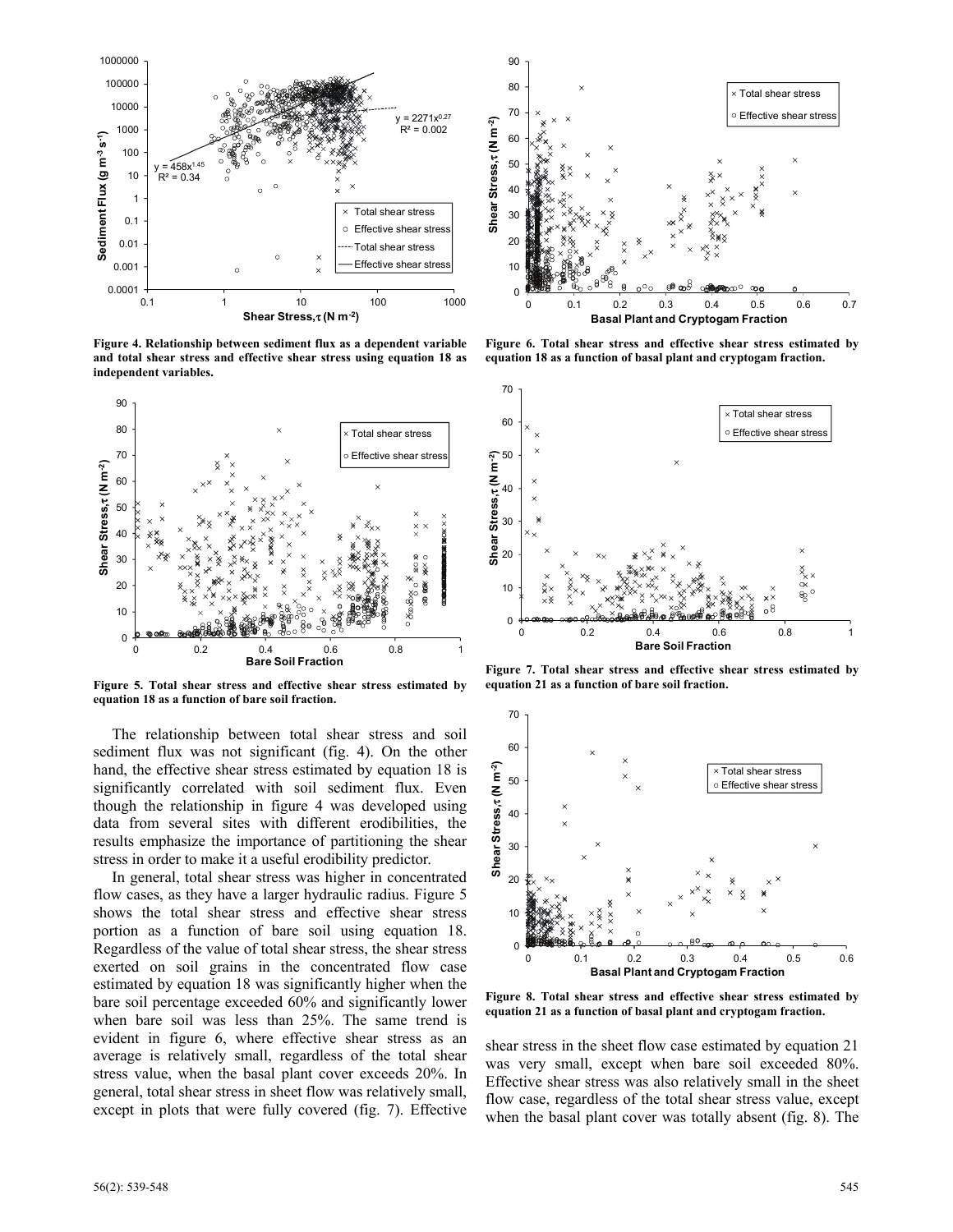Figure 4. Relationship between sediment flux as a dependent variable and total shear stress and effective shear stress using equation 18 as independent variables.

Figure 5. Total shear stress and effective shear stress estimated by equation 18 as a function of bare soil fraction.

Figure 6. Total shear stress and effective shear stress estimated by equation 18 as a function of basal plant and cryptogam fraction.

Figure 7. Total shear stress and effective shear stress estimated by equation 21 as a function of bare soil fraction.

Figure 8. Total shear stress and effective shear stress estimated by equation 21 as a function of basal plant and cryptogam fraction.

The relationship between total shear stress and soil sediment flux was not significant (fig. 4). On the other hand, the effective shear stress estimated by equation 18 is significantly correlated with soil sediment flux. Even though the relationship in figure 4 was developed using data from several sites with different erodibilities, the results emphasize the importance of partitioning the shear stress in order to make it a useful erodibility predictor.

In general, total shear stress was higher in concentrated flow cases, as they have a larger hydraulic radius. Figure 5 shows the total shear stress and effective shear stress portion as a function of bare soil using equation 18. Regardless of the value of total shear stress, the shear stress exerted on soil grains in the concentrated flow case estimated by equation 18 was significantly higher when the bare soil percentage exceeded 60% and significantly lower when bare soil was less than 25%. The same trend is evident in figure 6, where effective shear stress as an average is relatively small, regardless of the total shear stress value, when the basal plant cover exceeds 20%. In general, total shear stress in sheet flow was relatively small, except in plots that were fully covered (fig. 7). Effective shear stress in the sheet flow case estimated by equation 21 was very small, except when bare soil exceeded 80%. Effective shear stress was also relatively small in the sheet flow case, regardless of the total shear stress value, except when the basal plant cover was totally absent (fig. 8). The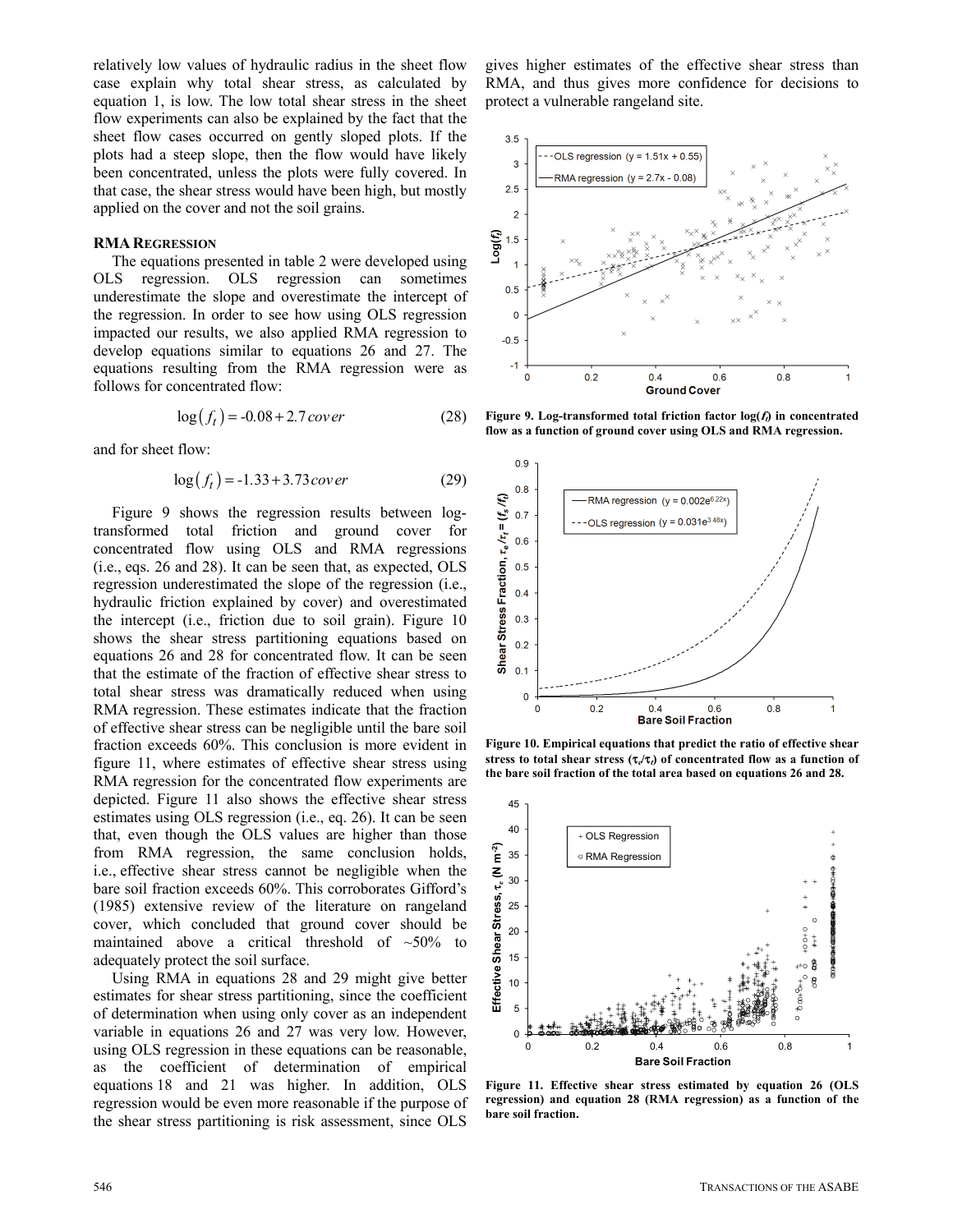relatively low values of hydraulic radius in the sheet flow case explain why total shear stress, as calculated by equation 1, is low. The low total shear stress in the sheet flow experiments can also be explained by the fact that the sheet flow cases occurred on gently sloped plots. If the plots had a steep slope, then the flow would have likely been concentrated, unless the plots were fully covered. In that case, the shear stress would have been high, but mostly applied on the cover and not the soil grains.

## RMA Regression

The equations presented in table 2 were developed using OLS regression. OLS regression can sometimes underestimate the slope and overestimate the intercept of the regression. In order to see how using OLS regression impacted our results, we also applied RMA regression to develop equations similar to equations 26 and 27. The equations resulting from the RMA regression were as follows for concentrated flow:

$$\log\left(f_t\right) = -0.08 + 2.7\,cover \tag{28}$$

and for sheet flow:

$$\log\left(f_t\right) = -1.33 + 3.73\,cover \tag{29}$$

Figure 9 shows the regression results between log-transformed total friction and ground cover for concentrated flow using OLS and RMA regressions (i.e., eqs. 26 and 28). It can be seen that, as expected, OLS regression underestimated the slope of the regression (i.e., hydraulic friction explained by cover) and overestimated the intercept (i.e., friction due to soil grain). Figure 10 shows the shear stress partitioning equations based on equations 26 and 28 for concentrated flow. It can be seen that the estimate of the fraction of effective shear stress to total shear stress was dramatically reduced when using RMA regression. These estimates indicate that the fraction of effective shear stress can be negligible until the bare soil fraction exceeds 60%. This conclusion is more evident in figure 11, where estimates of effective shear stress using RMA regression for the concentrated flow experiments are depicted. Figure 11 also shows the effective shear stress estimates using OLS regression (i.e., eq. 26). It can be seen that, even though the OLS values are higher than those from RMA regression, the same conclusion holds, i.e., effective shear stress cannot be negligible when the bare soil fraction exceeds 60%. This corroborates Gifford's (1985) extensive review of the literature on rangeland cover, which concluded that ground cover should be maintained above a critical threshold of ~50% to adequately protect the soil surface.

Using RMA in equations 28 and 29 might give better estimates for shear stress partitioning, since the coefficient of determination when using only cover as an independent variable in equations 26 and 27 was very low. However, using OLS regression in these equations can be reasonable, as the coefficient of determination of empirical equations 18 and 21 was higher. In addition, OLS regression would be even more reasonable if the purpose of the shear stress partitioning is risk assessment, since OLS gives higher estimates of the effective shear stress than RMA, and thus gives more confidence for decisions to protect a vulnerable rangeland site.

**Figure 9. Log-transformed total friction factor $\log(f_t)$ in concentrated flow as a function of ground cover using OLS and RMA regression.**

**Figure 10. Empirical equations that predict the ratio of effective shear stress to total shear stress ($\tau_e/\tau_t$) of concentrated flow as a function of the bare soil fraction of the total area based on equations 26 and 28.**

**Figure 11. Effective shear stress estimated by equation 26 (OLS regression) and equation 28 (RMA regression) as a function of the bare soil fraction.**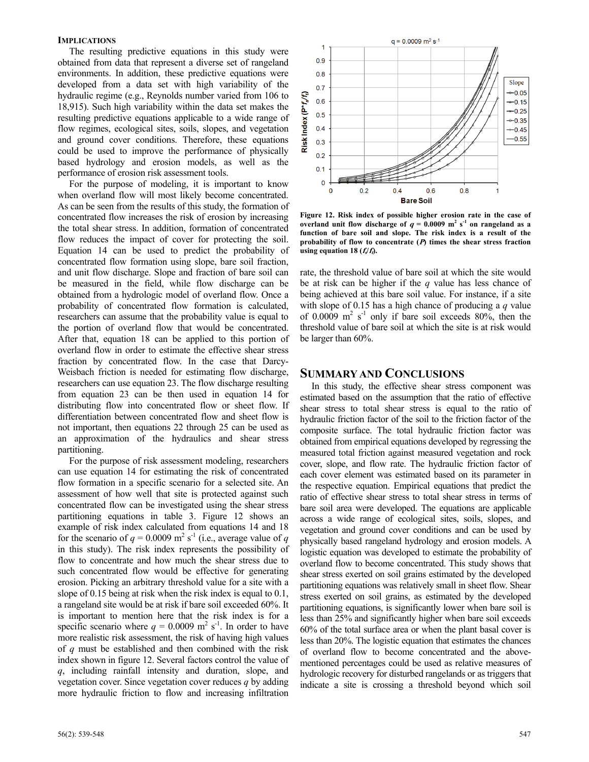### IMPLICATIONS

The resulting predictive equations in this study were obtained from data that represent a diverse set of rangeland environments. In addition, these predictive equations were developed from a data set with high variability of the hydraulic regime (e.g., Reynolds number varied from 106 to 18,915). Such high variability within the data set makes the resulting predictive equations applicable to a wide range of flow regimes, ecological sites, soils, slopes, and vegetation and ground cover conditions. Therefore, these equations could be used to improve the performance of physically based hydrology and erosion models, as well as the performance of erosion risk assessment tools.

For the purpose of modeling, it is important to know when overland flow will most likely become concentrated. As can be seen from the results of this study, the formation of concentrated flow increases the risk of erosion by increasing the total shear stress. In addition, formation of concentrated flow reduces the impact of cover for protecting the soil. Equation 14 can be used to predict the probability of concentrated flow formation using slope, bare soil fraction, and unit flow discharge. Slope and fraction of bare soil can be measured in the field, while flow discharge can be obtained from a hydrologic model of overland flow. Once a probability of concentrated flow formation is calculated, researchers can assume that the probability value is equal to the portion of overland flow that would be concentrated. After that, equation 18 can be applied to this portion of overland flow in order to estimate the effective shear stress fraction by concentrated flow. In the case that Darcy-Weisbach friction is needed for estimating flow discharge, researchers can use equation 23. The flow discharge resulting from equation 23 can be then used in equation 14 for distributing flow into concentrated flow or sheet flow. If differentiation between concentrated flow and sheet flow is not important, then equations 22 through 25 can be used as an approximation of the hydraulics and shear stress partitioning.

For the purpose of risk assessment modeling, researchers can use equation 14 for estimating the risk of concentrated flow formation in a specific scenario for a selected site. An assessment of how well that site is protected against such concentrated flow can be investigated using the shear stress partitioning equations in table 3. Figure 12 shows an example of risk index calculated from equations 14 and 18 for the scenario of $q = 0.0009$ m$^2$ s$^{-1}$ (i.e., average value of $q$ in this study). The risk index represents the possibility of flow to concentrate and how much the shear stress due to such concentrated flow would be effective for generating erosion. Picking an arbitrary threshold value for a site with a slope of 0.15 being at risk when the risk index is equal to 0.1, a rangeland site would be at risk if bare soil exceeded 60%. It is important to mention here that the risk index is for a specific scenario where $q = 0.0009$ m$^2$ s$^{-1}$. In order to have more realistic risk assessment, the risk of having high values of $q$ must be established and then combined with the risk index shown in figure 12. Several factors control the value of $q$, including rainfall intensity and duration, slope, and vegetation cover. Since vegetation cover reduces $q$ by adding more hydraulic friction to flow and increasing infiltration rate, the threshold value of bare soil at which the site would be at risk can be higher if the $q$ value has less chance of being achieved at this bare soil value. For instance, if a site with slope of 0.15 has a high chance of producing a $q$ value of 0.0009 m$^2$ s$^{-1}$ only if bare soil exceeds 80%, then the threshold value of bare soil at which the site is at risk would be larger than 60%.

**Figure 12. Risk index of possible higher erosion rate in the case of overland unit flow discharge of $q = 0.0009$ m$^2$ s$^{-1}$ on rangeland as a function of bare soil and slope. The risk index is a result of the probability of flow to concentrate ($P$) times the shear stress fraction using equation 18 ($f_s/f_t$).**

## SUMMARY AND CONCLUSIONS

In this study, the effective shear stress component was estimated based on the assumption that the ratio of effective shear stress to total shear stress is equal to the ratio of hydraulic friction factor of the soil to the friction factor of the composite surface. The total hydraulic friction factor was obtained from empirical equations developed by regressing the measured total friction against measured vegetation and rock cover, slope, and flow rate. The hydraulic friction factor of each cover element was estimated based on its parameter in the respective equation. Empirical equations that predict the ratio of effective shear stress to total shear stress in terms of bare soil area were developed. The equations are applicable across a wide range of ecological sites, soils, slopes, and vegetation and ground cover conditions and can be used by physically based rangeland hydrology and erosion models. A logistic equation was developed to estimate the probability of overland flow to become concentrated. This study shows that shear stress exerted on soil grains estimated by the developed partitioning equations was relatively small in sheet flow. Shear stress exerted on soil grains, as estimated by the developed partitioning equations, is significantly lower when bare soil is less than 25% and significantly higher when bare soil exceeds 60% of the total surface area or when the plant basal cover is less than 20%. The logistic equation that estimates the chances of overland flow to become concentrated and the above-mentioned percentages could be used as relative measures of hydrologic recovery for disturbed rangelands or as triggers that indicate a site is crossing a threshold beyond which soil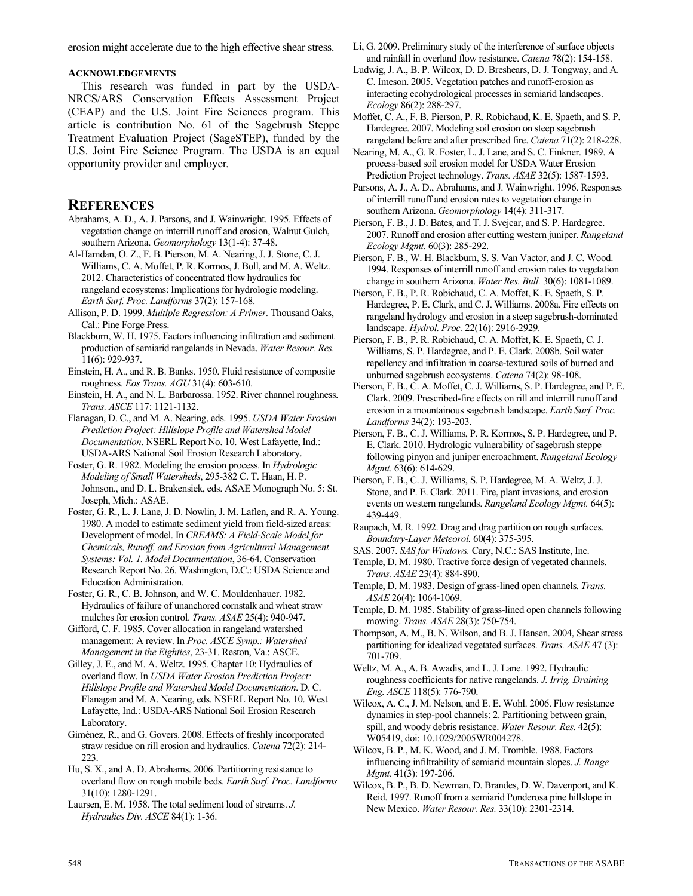erosion might accelerate due to the high effective shear stress.

#### Acknowledgements

This research was funded in part by the USDA-NRCS/ARS Conservation Effects Assessment Project (CEAP) and the U.S. Joint Fire Sciences program. This article is contribution No. 61 of the Sagebrush Steppe Treatment Evaluation Project (SageSTEP), funded by the U.S. Joint Fire Science Program. The USDA is an equal opportunity provider and employer.

## References

Abrahams, A. D., A. J. Parsons, and J. Wainwright. 1995. Effects of vegetation change on interrill runoff and erosion, Walnut Gulch, southern Arizona. *Geomorphology* 13(1-4): 37-48.

Al-Hamdan, O. Z., F. B. Pierson, M. A. Nearing, J. J. Stone, C. J. Williams, C. A. Moffet, P. R. Kormos, J. Boll, and M. A. Weltz. 2012. Characteristics of concentrated flow hydraulics for rangeland ecosystems: Implications for hydrologic modeling. *Earth Surf. Proc. Landforms* 37(2): 157-168.

Allison, P. D. 1999. *Multiple Regression: A Primer.* Thousand Oaks, Cal.: Pine Forge Press.

Blackburn, W. H. 1975. Factors influencing infiltration and sediment production of semiarid rangelands in Nevada. *Water Resour. Res.* 11(6): 929-937.

Einstein, H. A., and R. B. Banks. 1950. Fluid resistance of composite roughness. *Eos Trans. AGU* 31(4): 603-610.

Einstein, H. A., and N. L. Barbarossa. 1952. River channel roughness. *Trans. ASCE* 117: 1121-1132.

Flanagan, D. C., and M. A. Nearing, eds. 1995. *USDA Water Erosion Prediction Project: Hillslope Profile and Watershed Model Documentation*. NSERL Report No. 10. West Lafayette, Ind.: USDA-ARS National Soil Erosion Research Laboratory.

Foster, G. R. 1982. Modeling the erosion process. In *Hydrologic Modeling of Small Watersheds*, 295-382 C. T. Haan, H. P. Johnson., and D. L. Brakensiek, eds. ASAE Monograph No. 5: St. Joseph, Mich.: ASAE.

Foster, G. R., L. J. Lane, J. D. Nowlin, J. M. Laflen, and R. A. Young. 1980. A model to estimate sediment yield from field-sized areas: Development of model. In *CREAMS: A Field-Scale Model for Chemicals, Runoff, and Erosion from Agricultural Management Systems: Vol. 1. Model Documentation*, 36-64. Conservation Research Report No. 26. Washington, D.C.: USDA Science and Education Administration.

Foster, G. R., C. B. Johnson, and W. C. Mouldenhauer. 1982. Hydraulics of failure of unanchored cornstalk and wheat straw mulches for erosion control. *Trans. ASAE* 25(4): 940-947.

Gifford, C. F. 1985. Cover allocation in rangeland watershed management: A review. In *Proc. ASCE Symp.: Watershed Management in the Eighties*, 23-31. Reston, Va.: ASCE.

Gilley, J. E., and M. A. Weltz. 1995. Chapter 10: Hydraulics of overland flow. In *USDA Water Erosion Prediction Project: Hillslope Profile and Watershed Model Documentation*. D. C. Flanagan and M. A. Nearing, eds. NSERL Report No. 10. West Lafayette, Ind.: USDA-ARS National Soil Erosion Research Laboratory.

Giménez, R., and G. Govers. 2008. Effects of freshly incorporated straw residue on rill erosion and hydraulics. *Catena* 72(2): 214-223.

Hu, S. X., and A. D. Abrahams. 2006. Partitioning resistance to overland flow on rough mobile beds. *Earth Surf. Proc. Landforms* 31(10): 1280-1291.

Laursen, E. M. 1958. The total sediment load of streams. *J. Hydraulics Div. ASCE* 84(1): 1-36.

Li, G. 2009. Preliminary study of the interference of surface objects and rainfall in overland flow resistance. *Catena* 78(2): 154-158.

Ludwig, J. A., B. P. Wilcox, D. D. Breshears, D. J. Tongway, and A. C. Imeson. 2005. Vegetation patches and runoff-erosion as interacting ecohydrological processes in semiarid landscapes. *Ecology* 86(2): 288-297.

Moffet, C. A., F. B. Pierson, P. R. Robichaud, K. E. Spaeth, and S. P. Hardegree. 2007. Modeling soil erosion on steep sagebrush rangeland before and after prescribed fire. *Catena* 71(2): 218-228.

Nearing, M. A., G. R. Foster, L. J. Lane, and S. C. Finkner. 1989. A process-based soil erosion model for USDA Water Erosion Prediction Project technology. *Trans. ASAE* 32(5): 1587-1593.

Parsons, A. J., A. D., Abrahams, and J. Wainwright. 1996. Responses of interrill runoff and erosion rates to vegetation change in southern Arizona. *Geomorphology* 14(4): 311-317.

Pierson, F. B., J. D. Bates, and T. J. Svejcar, and S. P. Hardegree. 2007. Runoff and erosion after cutting western juniper. *Rangeland Ecology Mgmt.* 60(3): 285-292.

Pierson, F. B., W. H. Blackburn, S. S. Van Vactor, and J. C. Wood. 1994. Responses of interrill runoff and erosion rates to vegetation change in southern Arizona. *Water Res. Bull.* 30(6): 1081-1089.

Pierson, F. B., P. R. Robichaud, C. A. Moffet, K. E. Spaeth, S. P. Hardegree, P. E. Clark, and C. J. Williams. 2008a. Fire effects on rangeland hydrology and erosion in a steep sagebrush-dominated landscape. *Hydrol. Proc.* 22(16): 2916-2929.

Pierson, F. B., P. R. Robichaud, C. A. Moffet, K. E. Spaeth, C. J. Williams, S. P. Hardegree, and P. E. Clark. 2008b. Soil water repellency and infiltration in coarse-textured soils of burned and unburned sagebrush ecosystems. *Catena* 74(2): 98-108.

Pierson, F. B., C. A. Moffet, C. J. Williams, S. P. Hardegree, and P. E. Clark. 2009. Prescribed-fire effects on rill and interrill runoff and erosion in a mountainous sagebrush landscape. *Earth Surf. Proc. Landforms* 34(2): 193-203.

Pierson, F. B., C. J. Williams, P. R. Kormos, S. P. Hardegree, and P. E. Clark. 2010. Hydrologic vulnerability of sagebrush steppe following pinyon and juniper encroachment. *Rangeland Ecology Mgmt.* 63(6): 614-629.

Pierson, F. B., C. J. Williams, S. P. Hardegree, M. A. Weltz, J. J. Stone, and P. E. Clark. 2011. Fire, plant invasions, and erosion events on western rangelands. *Rangeland Ecology Mgmt.* 64(5): 439-449.

Raupach, M. R. 1992. Drag and drag partition on rough surfaces. *Boundary-Layer Meteorol.* 60(4): 375-395.

SAS. 2007. *SAS for Windows.* Cary, N.C.: SAS Institute, Inc.

Temple, D. M. 1980. Tractive force design of vegetated channels. *Trans. ASAE* 23(4): 884-890.

Temple, D. M. 1983. Design of grass-lined open channels. *Trans. ASAE* 26(4): 1064-1069.

Temple, D. M. 1985. Stability of grass-lined open channels following mowing. *Trans. ASAE* 28(3): 750-754.

Thompson, A. M., B. N. Wilson, and B. J. Hansen. 2004, Shear stress partitioning for idealized vegetated surfaces. *Trans. ASAE* 47 (3): 701-709.

Weltz, M. A., A. B. Awadis, and L. J. Lane. 1992. Hydraulic roughness coefficients for native rangelands. *J. Irrig. Draining Eng. ASCE* 118(5): 776-790.

Wilcox, A. C., J. M. Nelson, and E. E. Wohl. 2006. Flow resistance dynamics in step-pool channels: 2. Partitioning between grain, spill, and woody debris resistance. *Water Resour. Res.* 42(5): W05419, doi: 10.1029/2005WR004278.

Wilcox, B. P., M. K. Wood, and J. M. Tromble. 1988. Factors influencing infiltrability of semiarid mountain slopes. *J. Range Mgmt.* 41(3): 197-206.

Wilcox, B. P., B. D. Newman, D. Brandes, D. W. Davenport, and K. Reid. 1997. Runoff from a semiarid Ponderosa pine hillslope in New Mexico. *Water Resour. Res.* 33(10): 2301-2314.